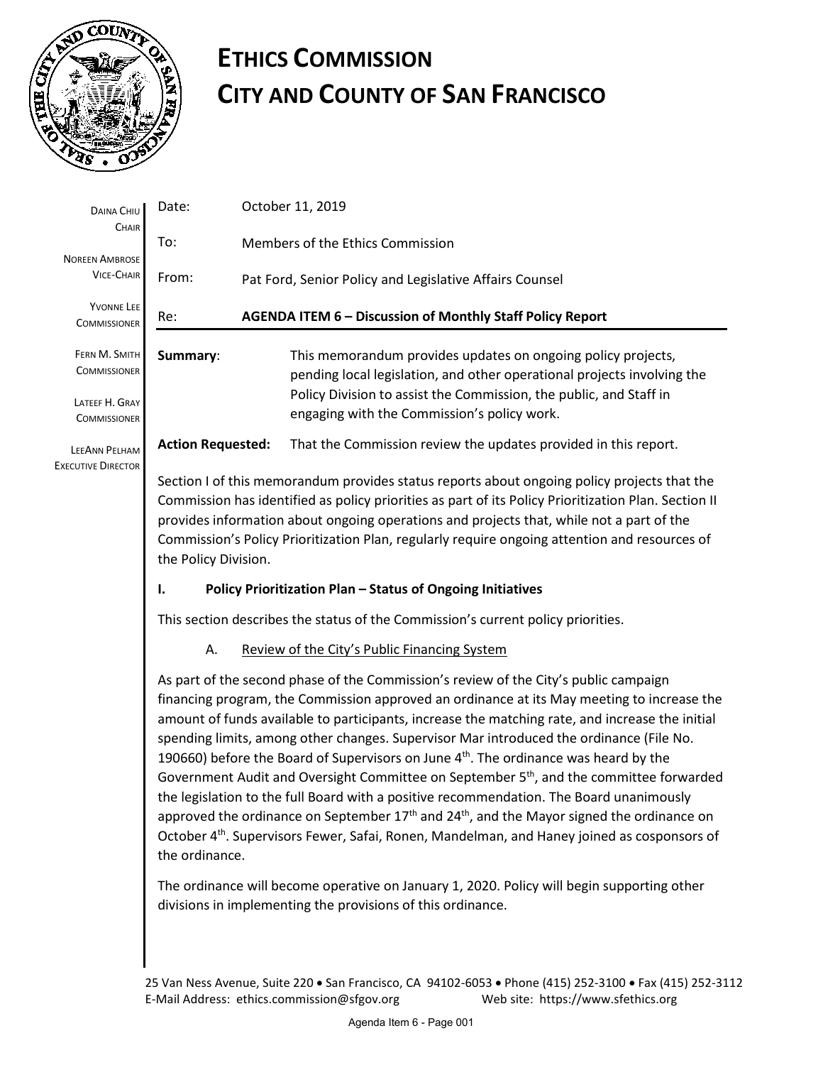# ETHICS COMMISSION
# CITY AND COUNTY OF SAN FRANCISCO

DAINA CHIU
CHAIR

NOREEN AMBROSE
VICE-CHAIR

YVONNE LEE
COMMISSIONER

FERN M. SMITH
COMMISSIONER

LATEEF H. GRAY
COMMISSIONER

LEEANN PELHAM
EXECUTIVE DIRECTOR

Date: October 11, 2019

To: Members of the Ethics Commission

From: Pat Ford, Senior Policy and Legislative Affairs Counsel

Re: **AGENDA ITEM 6 – Discussion of Monthly Staff Policy Report**

**Summary**: This memorandum provides updates on ongoing policy projects, pending local legislation, and other operational projects involving the Policy Division to assist the Commission, the public, and Staff in engaging with the Commission's policy work.

**Action Requested:** That the Commission review the updates provided in this report.

Section I of this memorandum provides status reports about ongoing policy projects that the Commission has identified as policy priorities as part of its Policy Prioritization Plan. Section II provides information about ongoing operations and projects that, while not a part of the Commission's Policy Prioritization Plan, regularly require ongoing attention and resources of the Policy Division.

## I. Policy Prioritization Plan – Status of Ongoing Initiatives

This section describes the status of the Commission's current policy priorities.

### A. Review of the City's Public Financing System

As part of the second phase of the Commission's review of the City's public campaign financing program, the Commission approved an ordinance at its May meeting to increase the amount of funds available to participants, increase the matching rate, and increase the initial spending limits, among other changes. Supervisor Mar introduced the ordinance (File No. 190660) before the Board of Supervisors on June 4th. The ordinance was heard by the Government Audit and Oversight Committee on September 5th, and the committee forwarded the legislation to the full Board with a positive recommendation. The Board unanimously approved the ordinance on September 17th and 24th, and the Mayor signed the ordinance on October 4th. Supervisors Fewer, Safai, Ronen, Mandelman, and Haney joined as cosponsors of the ordinance.

The ordinance will become operative on January 1, 2020. Policy will begin supporting other divisions in implementing the provisions of this ordinance.

25 Van Ness Avenue, Suite 220 • San Francisco, CA 94102-6053 • Phone (415) 252-3100 • Fax (415) 252-3112
E-Mail Address: ethics.commission@sfgov.org Web site: https://www.sfethics.org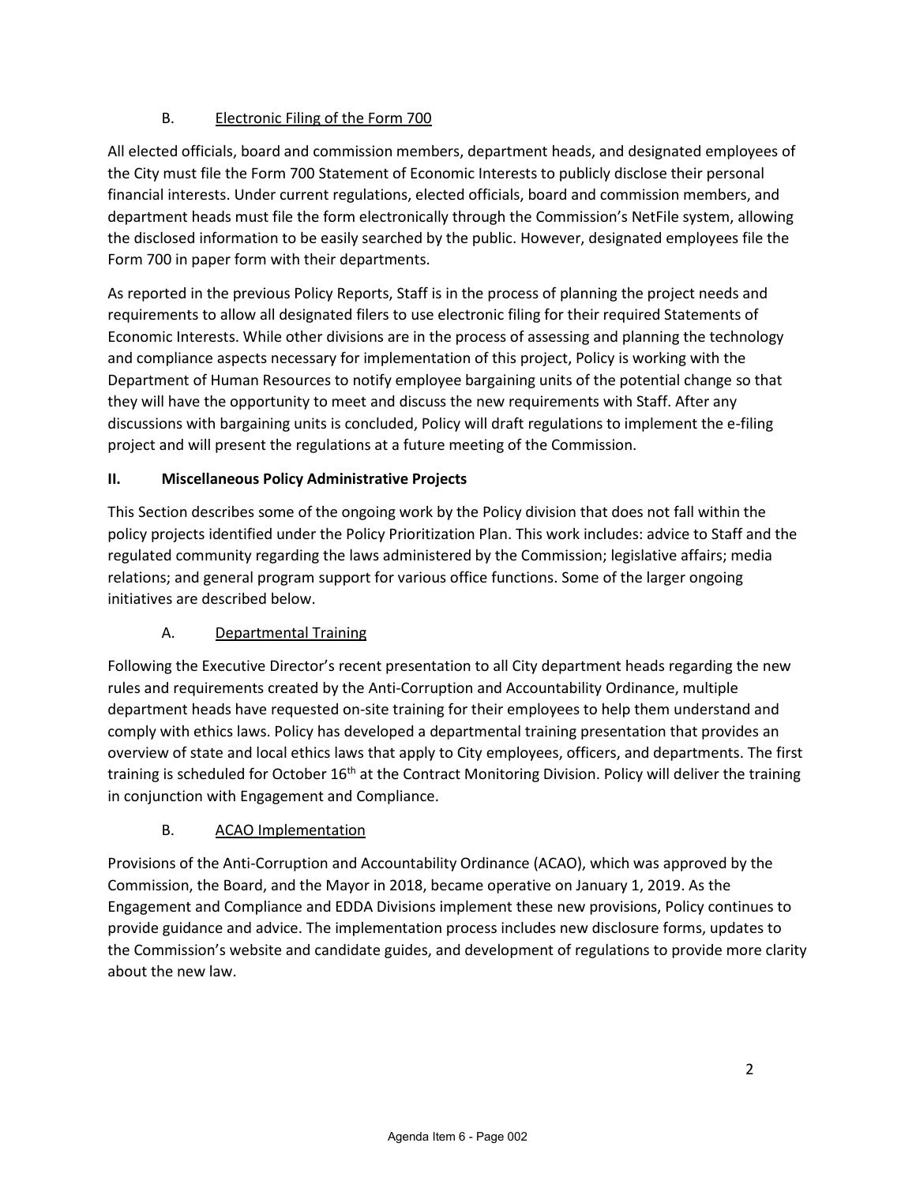### B. Electronic Filing of the Form 700

All elected officials, board and commission members, department heads, and designated employees of the City must file the Form 700 Statement of Economic Interests to publicly disclose their personal financial interests. Under current regulations, elected officials, board and commission members, and department heads must file the form electronically through the Commission's NetFile system, allowing the disclosed information to be easily searched by the public. However, designated employees file the Form 700 in paper form with their departments.

As reported in the previous Policy Reports, Staff is in the process of planning the project needs and requirements to allow all designated filers to use electronic filing for their required Statements of Economic Interests. While other divisions are in the process of assessing and planning the technology and compliance aspects necessary for implementation of this project, Policy is working with the Department of Human Resources to notify employee bargaining units of the potential change so that they will have the opportunity to meet and discuss the new requirements with Staff. After any discussions with bargaining units is concluded, Policy will draft regulations to implement the e-filing project and will present the regulations at a future meeting of the Commission.

## II. Miscellaneous Policy Administrative Projects

This Section describes some of the ongoing work by the Policy division that does not fall within the policy projects identified under the Policy Prioritization Plan. This work includes: advice to Staff and the regulated community regarding the laws administered by the Commission; legislative affairs; media relations; and general program support for various office functions. Some of the larger ongoing initiatives are described below.

### A. Departmental Training

Following the Executive Director's recent presentation to all City department heads regarding the new rules and requirements created by the Anti-Corruption and Accountability Ordinance, multiple department heads have requested on-site training for their employees to help them understand and comply with ethics laws. Policy has developed a departmental training presentation that provides an overview of state and local ethics laws that apply to City employees, officers, and departments. The first training is scheduled for October 16th at the Contract Monitoring Division. Policy will deliver the training in conjunction with Engagement and Compliance.

### B. ACAO Implementation

Provisions of the Anti-Corruption and Accountability Ordinance (ACAO), which was approved by the Commission, the Board, and the Mayor in 2018, became operative on January 1, 2019. As the Engagement and Compliance and EDDA Divisions implement these new provisions, Policy continues to provide guidance and advice. The implementation process includes new disclosure forms, updates to the Commission's website and candidate guides, and development of regulations to provide more clarity about the new law.